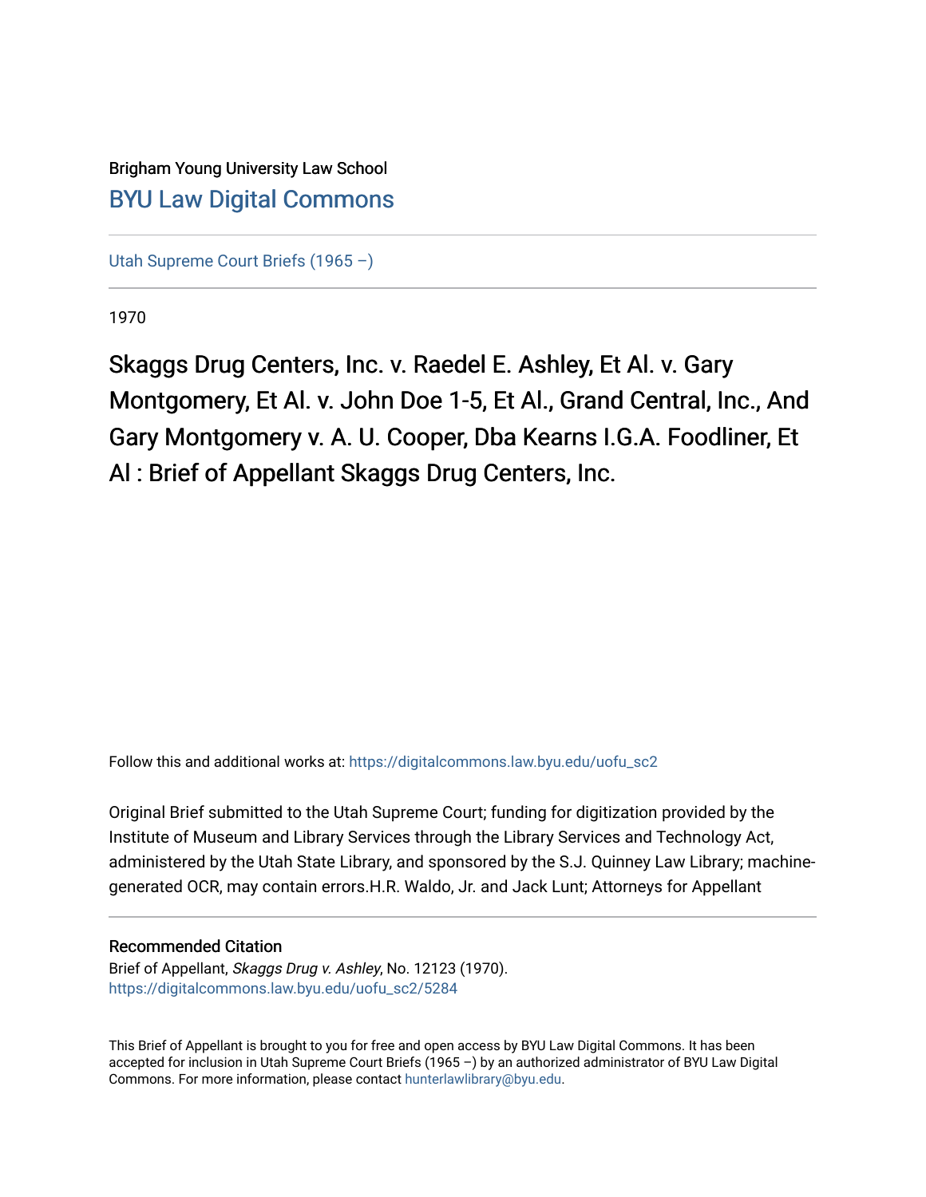Brigham Young University Law School

[BYU Law Digital Commons](https://digitalcommons.law.byu.edu)

[Utah Supreme Court Briefs (1965 –)](https://digitalcommons.law.byu.edu/uofu_sc2)

1970

# Skaggs Drug Centers, Inc. v. Raedel E. Ashley, Et Al. v. Gary Montgomery, Et Al. v. John Doe 1-5, Et Al., Grand Central, Inc., And Gary Montgomery v. A. U. Cooper, Dba Kearns I.G.A. Foodliner, Et Al : Brief of Appellant Skaggs Drug Centers, Inc.

Follow this and additional works at: https://digitalcommons.law.byu.edu/uofu_sc2

Original Brief submitted to the Utah Supreme Court; funding for digitization provided by the Institute of Museum and Library Services through the Library Services and Technology Act, administered by the Utah State Library, and sponsored by the S.J. Quinney Law Library; machine-generated OCR, may contain errors.H.R. Waldo, Jr. and Jack Lunt; Attorneys for Appellant

## Recommended Citation

Brief of Appellant, *Skaggs Drug v. Ashley*, No. 12123 (1970).
https://digitalcommons.law.byu.edu/uofu_sc2/5284

This Brief of Appellant is brought to you for free and open access by BYU Law Digital Commons. It has been accepted for inclusion in Utah Supreme Court Briefs (1965 –) by an authorized administrator of BYU Law Digital Commons. For more information, please contact hunterlawlibrary@byu.edu.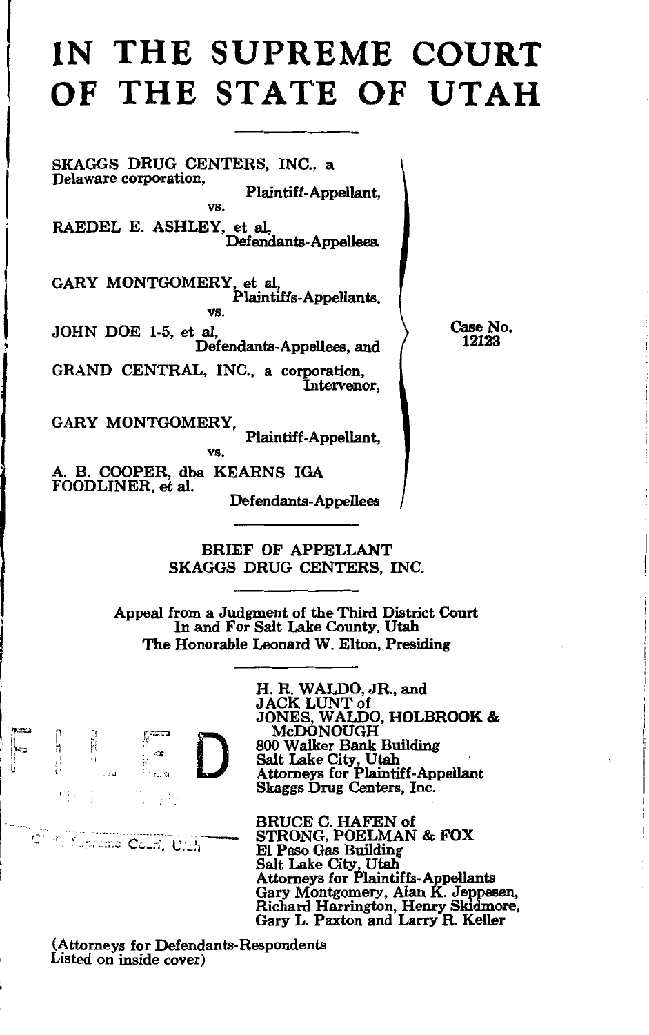# IN THE SUPREME COURT OF THE STATE OF UTAH

SKAGGS DRUG CENTERS, INC., a Delaware corporation,
Plaintiff-Appellant,
vs.
RAEDEL E. ASHLEY, et al,
Defendants-Appellees.

GARY MONTGOMERY, et al,
Plaintiffs-Appellants,
vs.
JOHN DOE 1-5, et al,
Defendants-Appellees, and
GRAND CENTRAL, INC., a corporation,
Intervenor,

GARY MONTGOMERY,
Plaintiff-Appellant,
vs.
A. B. COOPER, dba KEARNS IGA FOODLINER, et al,
Defendants-Appellees

Case No. 12123

## BRIEF OF APPELLANT SKAGGS DRUG CENTERS, INC.

Appeal from a Judgment of the Third District Court
In and For Salt Lake County, Utah
The Honorable Leonard W. Elton, Presiding

H. R. WALDO, JR., and
JACK LUNT of
JONES, WALDO, HOLBROOK & McDONOUGH
800 Walker Bank Building
Salt Lake City, Utah
Attorneys for Plaintiff-Appellant
Skaggs Drug Centers, Inc.

BRUCE C. HAFEN of
STRONG, POELMAN & FOX
El Paso Gas Building
Salt Lake City, Utah
Attorneys for Plaintiffs-Appellants
Gary Montgomery, Alan K. Jeppesen,
Richard Harrington, Henry Skidmore,
Gary L. Paxton and Larry R. Keller

FILED

Clerk, Supreme Court, Utah

(Attorneys for Defendants-Respondents
Listed on inside cover)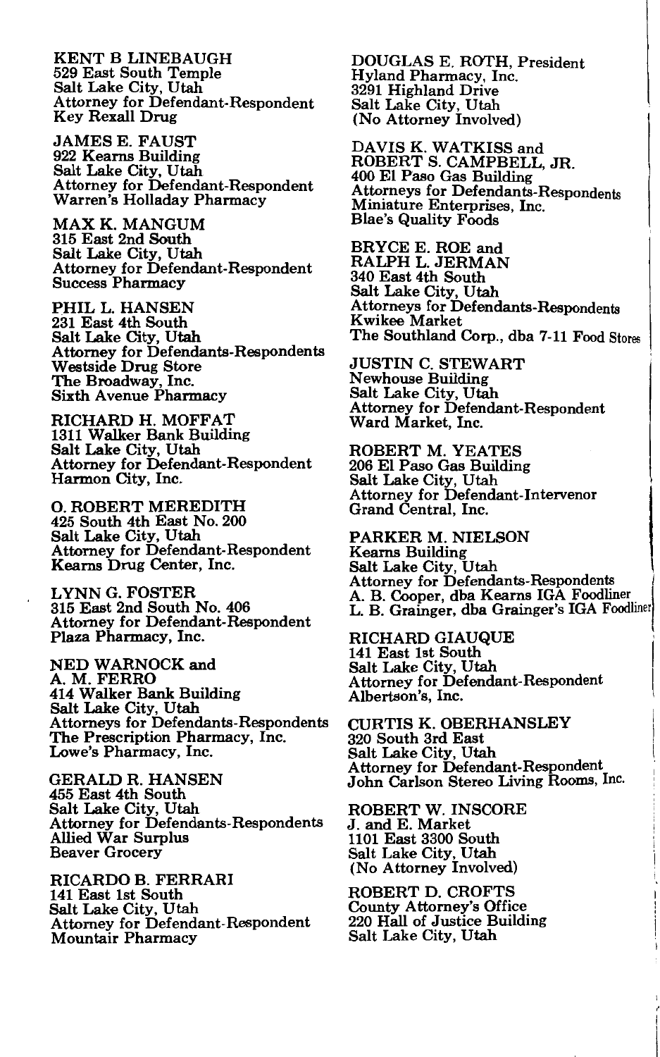KENT B LINEBAUGH
529 East South Temple
Salt Lake City, Utah
Attorney for Defendant-Respondent
Key Rexall Drug

JAMES E. FAUST
922 Kearns Building
Salt Lake City, Utah
Attorney for Defendant-Respondent
Warren's Holladay Pharmacy

MAX K. MANGUM
315 East 2nd South
Salt Lake City, Utah
Attorney for Defendant-Respondent
Success Pharmacy

PHIL L. HANSEN
231 East 4th South
Salt Lake City, Utah
Attorney for Defendants-Respondents
Westside Drug Store
The Broadway, Inc.
Sixth Avenue Pharmacy

RICHARD H. MOFFAT
1311 Walker Bank Building
Salt Lake City, Utah
Attorney for Defendant-Respondent
Harmon City, Inc.

O. ROBERT MEREDITH
425 South 4th East No. 200
Salt Lake City, Utah
Attorney for Defendant-Respondent
Kearns Drug Center, Inc.

LYNN G. FOSTER
315 East 2nd South No. 406
Attorney for Defendant-Respondent
Plaza Pharmacy, Inc.

NED WARNOCK and
A. M. FERRO
414 Walker Bank Building
Salt Lake City, Utah
Attorneys for Defendants-Respondents
The Prescription Pharmacy, Inc.
Lowe's Pharmacy, Inc.

GERALD R. HANSEN
455 East 4th South
Salt Lake City, Utah
Attorney for Defendants-Respondents
Allied War Surplus
Beaver Grocery

RICARDO B. FERRARI
141 East 1st South
Salt Lake City, Utah
Attorney for Defendant-Respondent
Mountair Pharmacy

DOUGLAS E. ROTH, President
Hyland Pharmacy, Inc.
3291 Highland Drive
Salt Lake City, Utah
(No Attorney Involved)

DAVIS K. WATKISS and
ROBERT S. CAMPBELL, JR.
400 El Paso Gas Building
Attorneys for Defendants-Respondents
Miniature Enterprises, Inc.
Blae's Quality Foods

BRYCE E. ROE and
RALPH L. JERMAN
340 East 4th South
Salt Lake City, Utah
Attorneys for Defendants-Respondents
Kwikee Market
The Southland Corp., dba 7-11 Food Stores

JUSTIN C. STEWART
Newhouse Building
Salt Lake City, Utah
Attorney for Defendant-Respondent
Ward Market, Inc.

ROBERT M. YEATES
206 El Paso Gas Building
Salt Lake City, Utah
Attorney for Defendant-Intervenor
Grand Central, Inc.

PARKER M. NIELSON
Kearns Building
Salt Lake City, Utah
Attorney for Defendants-Respondents
A. B. Cooper, dba Kearns IGA Foodliner
L. B. Grainger, dba Grainger's IGA Foodliner

RICHARD GIAUQUE
141 East 1st South
Salt Lake City, Utah
Attorney for Defendant-Respondent
Albertson's, Inc.

CURTIS K. OBERHANSLEY
320 South 3rd East
Salt Lake City, Utah
Attorney for Defendant-Respondent
John Carlson Stereo Living Rooms, Inc.

ROBERT W. INSCORE
J. and E. Market
1101 East 3300 South
Salt Lake City, Utah
(No Attorney Involved)

ROBERT D. CROFTS
County Attorney's Office
220 Hall of Justice Building
Salt Lake City, Utah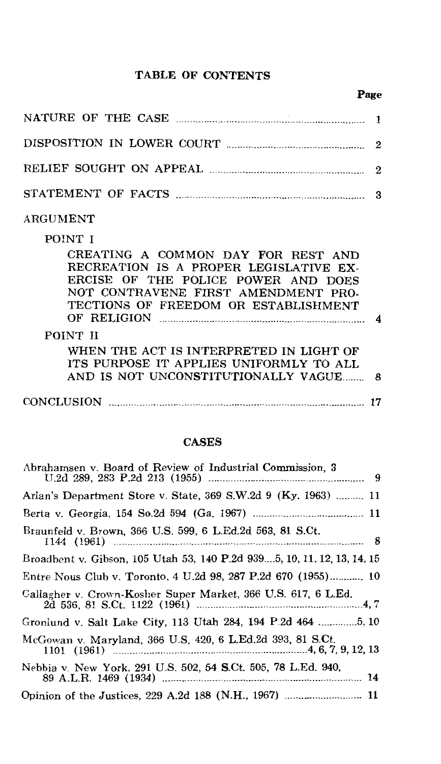## TABLE OF CONTENTS

| | Page |
|---|---|
| NATURE OF THE CASE | 1 |
| DISPOSITION IN LOWER COURT | 2 |
| RELIEF SOUGHT ON APPEAL | 2 |
| STATEMENT OF FACTS | 3 |
| ARGUMENT | |
| POINT I | |
| CREATING A COMMON DAY FOR REST AND RECREATION IS A PROPER LEGISLATIVE EXERCISE OF THE POLICE POWER AND DOES NOT CONTRAVENE FIRST AMENDMENT PROTECTIONS OF FREEDOM OR ESTABLISHMENT OF RELIGION | 4 |
| POINT II | |
| WHEN THE ACT IS INTERPRETED IN LIGHT OF ITS PURPOSE IT APPLIES UNIFORMLY TO ALL AND IS NOT UNCONSTITUTIONALLY VAGUE | 8 |
| CONCLUSION | 17 |

## CASES

| | |
|---|---|
| Abrahamsen v. Board of Review of Industrial Commission, 3 U.2d 289, 283 P.2d 213 (1955) | 9 |
| Arlan's Department Store v. State, 369 S.W.2d 9 (Ky. 1963) | 11 |
| Berta v. Georgia, 154 So.2d 594 (Ga. 1967) | 11 |
| Braunfeld v. Brown, 366 U.S. 599, 6 L.Ed.2d 563, 81 S.Ct. 1144 (1961) | 8 |
| Broadbent v. Gibson, 105 Utah 53, 140 P.2d 939 | 5, 10, 11, 12, 13, 14, 15 |
| Entre Nous Club v. Toronto, 4 U.2d 98, 287 P.2d 670 (1955) | 10 |
| Gallagher v. Crown-Kosher Super Market, 366 U.S. 617, 6 L.Ed. 2d 536, 81 S.Ct. 1122 (1961) | 4, 7 |
| Gronlund v. Salt Lake City, 113 Utah 284, 194 P.2d 464 | 5, 10 |
| McGowan v. Maryland, 366 U.S. 420, 6 L.Ed.2d 393, 81 S.Ct. 1101 (1961) | 4, 6, 7, 9, 12, 13 |
| Nebbia v. New York, 291 U.S. 502, 54 S.Ct. 505, 78 L.Ed. 940, 89 A.L.R. 1469 (1934) | 14 |
| Opinion of the Justices, 229 A.2d 188 (N.H., 1967) | 11 |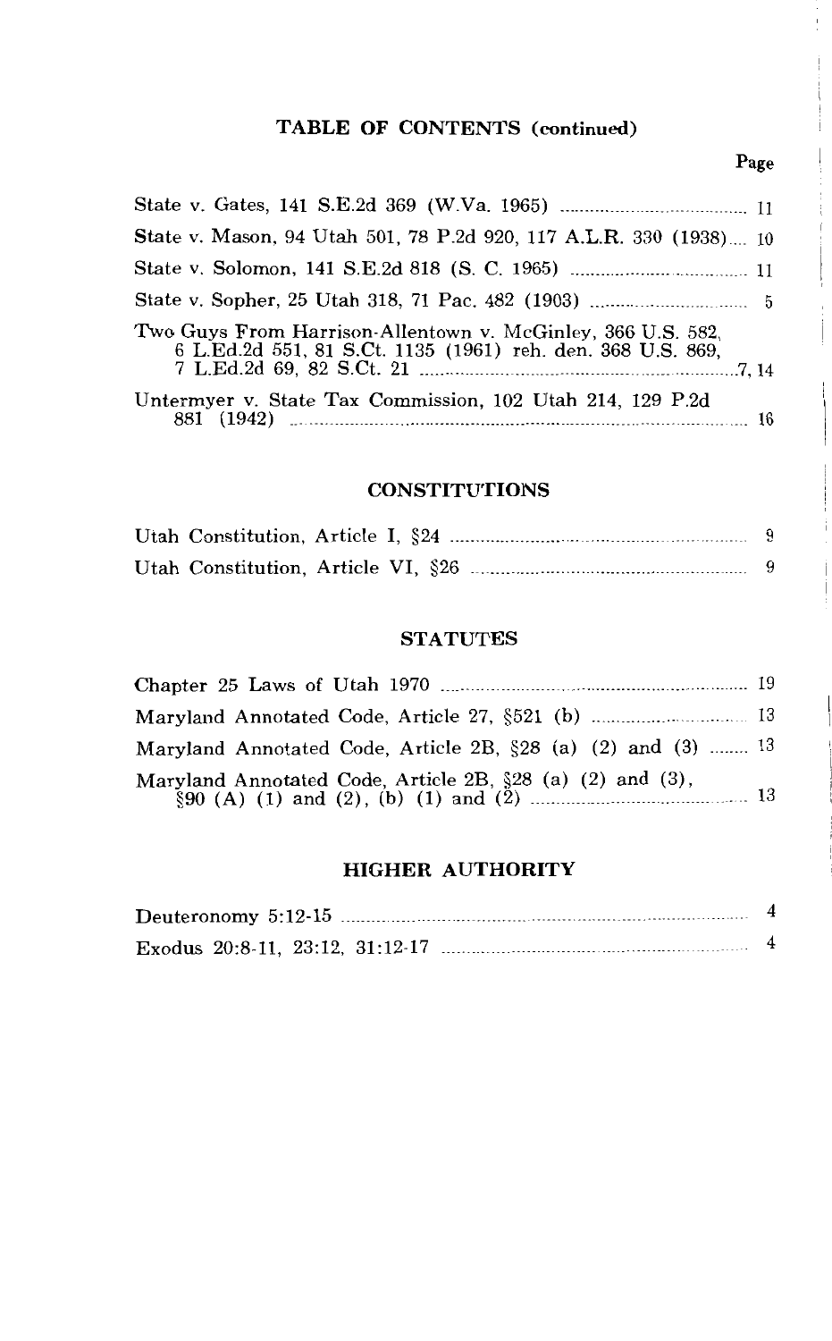## TABLE OF CONTENTS (continued)

| | Page |
|---|---|
| State v. Gates, 141 S.E.2d 369 (W.Va. 1965) | 11 |
| State v. Mason, 94 Utah 501, 78 P.2d 920, 117 A.L.R. 330 (1938) | 10 |
| State v. Solomon, 141 S.E.2d 818 (S. C. 1965) | 11 |
| State v. Sopher, 25 Utah 318, 71 Pac. 482 (1903) | 5 |
| Two Guys From Harrison-Allentown v. McGinley, 366 U.S. 582, 6 L.Ed.2d 551, 81 S.Ct. 1135 (1961) reh. den. 368 U.S. 869, 7 L.Ed.2d 69, 82 S.Ct. 21 | 7, 14 |
| Untermyer v. State Tax Commission, 102 Utah 214, 129 P.2d 881 (1942) | 16 |

### CONSTITUTIONS

| | |
|---|---|
| Utah Constitution, Article I, §24 | 9 |
| Utah Constitution, Article VI, §26 | 9 |

### STATUTES

| | |
|---|---|
| Chapter 25 Laws of Utah 1970 | 19 |
| Maryland Annotated Code, Article 27, §521 (b) | 13 |
| Maryland Annotated Code, Article 2B, §28 (a) (2) and (3) | 13 |
| Maryland Annotated Code, Article 2B, §28 (a) (2) and (3), §90 (A) (1) and (2), (b) (1) and (2) | 13 |

### HIGHER AUTHORITY

| | |
|---|---|
| Deuteronomy 5:12-15 | 4 |
| Exodus 20:8-11, 23:12, 31:12-17 | 4 |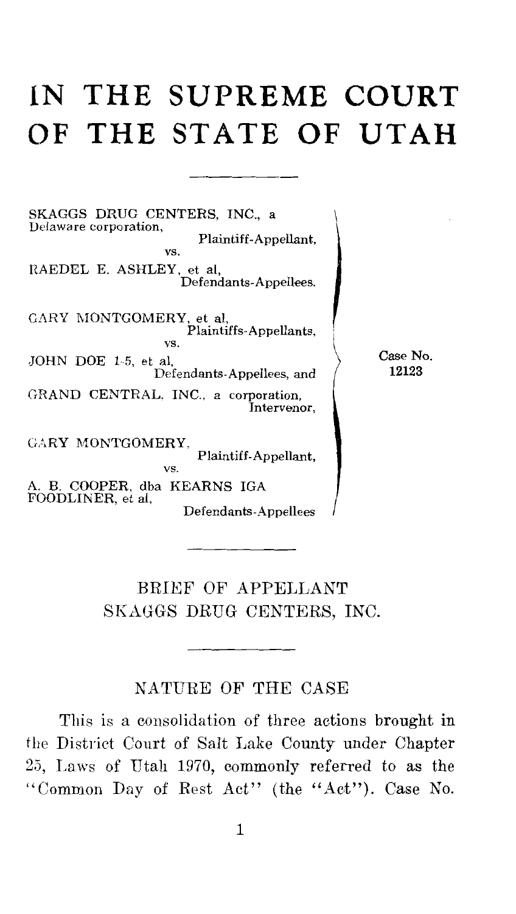# IN THE SUPREME COURT OF THE STATE OF UTAH

SKAGGS DRUG CENTERS, INC., a Delaware corporation,
Plaintiff-Appellant,
vs.
RAEDEL E. ASHLEY, et al,
Defendants-Appellees.

GARY MONTGOMERY, et al,
Plaintiffs-Appellants,
vs.
JOHN DOE 1-5, et al,
Defendants-Appellees, and
GRAND CENTRAL, INC., a corporation,
Intervenor,

GARY MONTGOMERY,
Plaintiff-Appellant,
vs.
A. B. COOPER, dba KEARNS IGA FOODLINER, et al,
Defendants-Appellees

Case No. 12123

## BRIEF OF APPELLANT SKAGGS DRUG CENTERS, INC.

### NATURE OF THE CASE

This is a consolidation of three actions brought in the District Court of Salt Lake County under Chapter 25, Laws of Utah 1970, commonly referred to as the "Common Day of Rest Act" (the "Act"). Case No.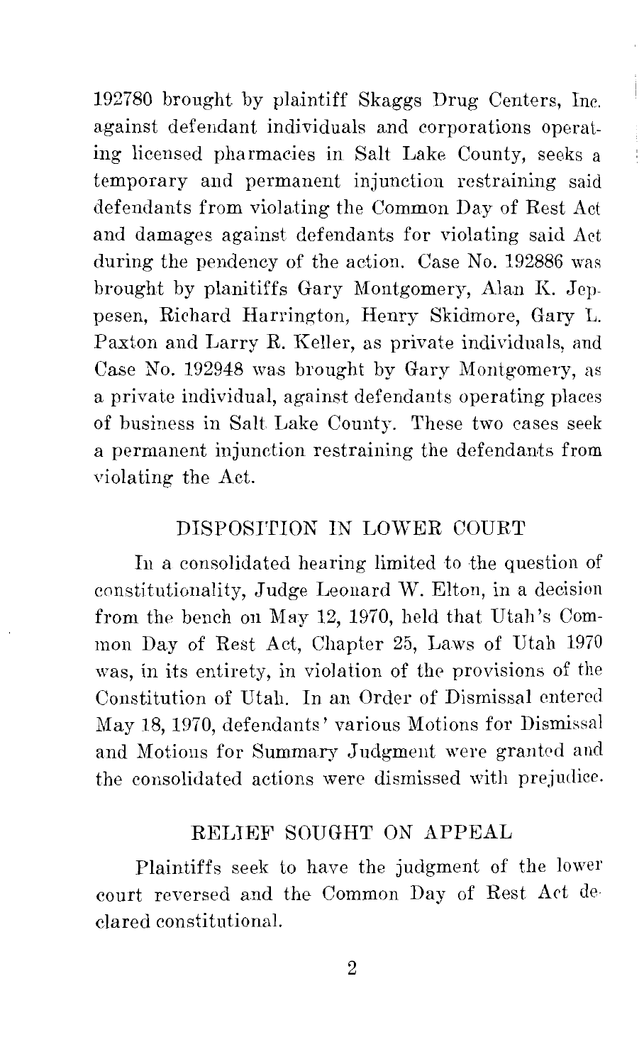192780 brought by plaintiff Skaggs Drug Centers, Inc. against defendant individuals and corporations operating licensed pharmacies in Salt Lake County, seeks a temporary and permanent injunction restraining said defendants from violating the Common Day of Rest Act and damages against defendants for violating said Act during the pendency of the action. Case No. 192886 was brought by planitiffs Gary Montgomery, Alan K. Jeppesen, Richard Harrington, Henry Skidmore, Gary L. Paxton and Larry R. Keller, as private individuals, and Case No. 192948 was brought by Gary Montgomery, as a private individual, against defendants operating places of business in Salt Lake County. These two cases seek a permanent injunction restraining the defendants from violating the Act.

## DISPOSITION IN LOWER COURT

In a consolidated hearing limited to the question of constitutionality, Judge Leonard W. Elton, in a decision from the bench on May 12, 1970, held that Utah's Common Day of Rest Act, Chapter 25, Laws of Utah 1970 was, in its entirety, in violation of the provisions of the Constitution of Utah. In an Order of Dismissal entered May 18, 1970, defendants' various Motions for Dismissal and Motions for Summary Judgment were granted and the consolidated actions were dismissed with prejudice.

## RELIEF SOUGHT ON APPEAL

Plaintiffs seek to have the judgment of the lower court reversed and the Common Day of Rest Act declared constitutional.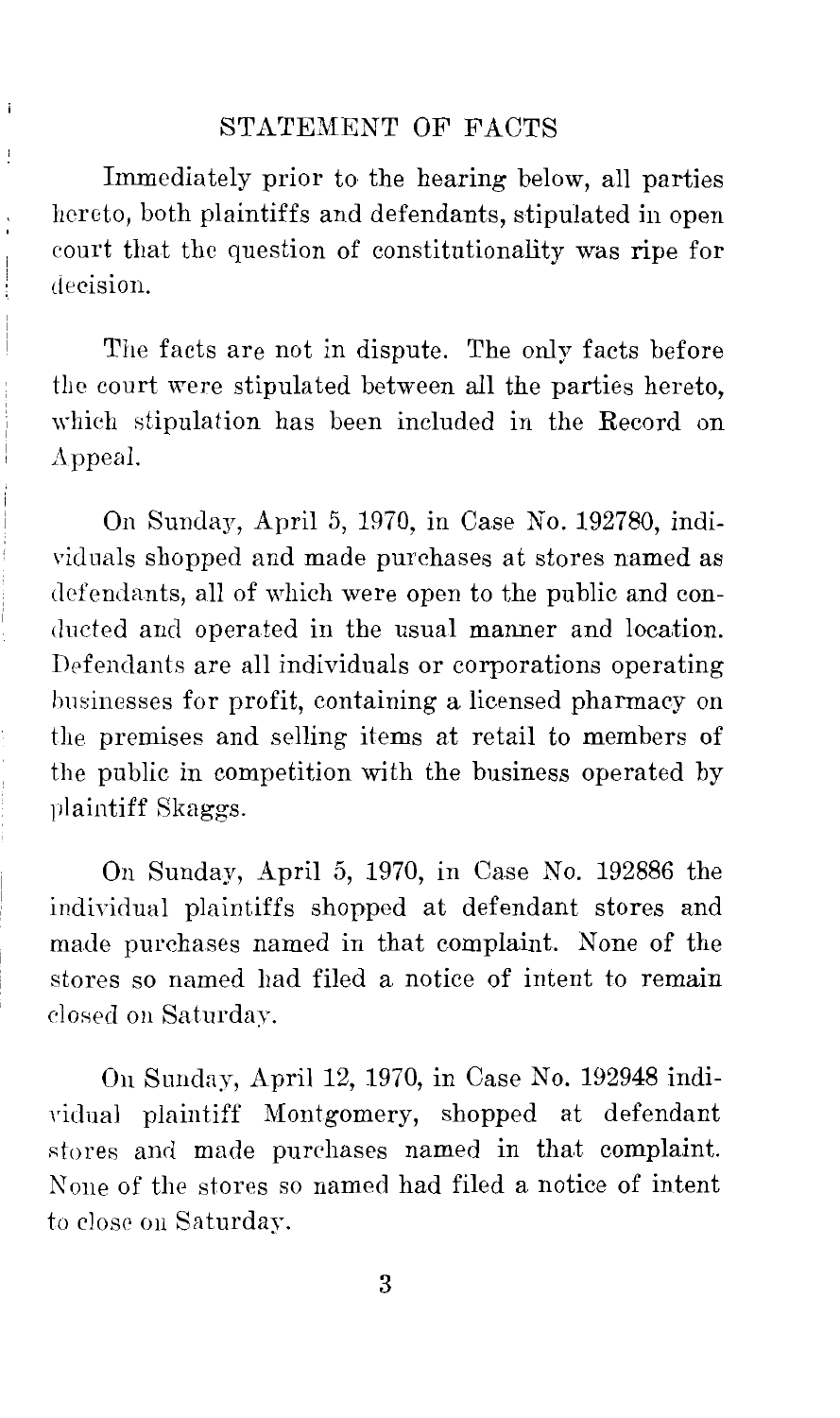## STATEMENT OF FACTS

Immediately prior to the hearing below, all parties hereto, both plaintiffs and defendants, stipulated in open court that the question of constitutionality was ripe for decision.

The facts are not in dispute. The only facts before the court were stipulated between all the parties hereto, which stipulation has been included in the Record on Appeal.

On Sunday, April 5, 1970, in Case No. 192780, individuals shopped and made purchases at stores named as defendants, all of which were open to the public and conducted and operated in the usual manner and location. Defendants are all individuals or corporations operating businesses for profit, containing a licensed pharmacy on the premises and selling items at retail to members of the public in competition with the business operated by plaintiff Skaggs.

On Sunday, April 5, 1970, in Case No. 192886 the individual plaintiffs shopped at defendant stores and made purchases named in that complaint. None of the stores so named had filed a notice of intent to remain closed on Saturday.

On Sunday, April 12, 1970, in Case No. 192948 individual plaintiff Montgomery, shopped at defendant stores and made purchases named in that complaint. None of the stores so named had filed a notice of intent to close on Saturday.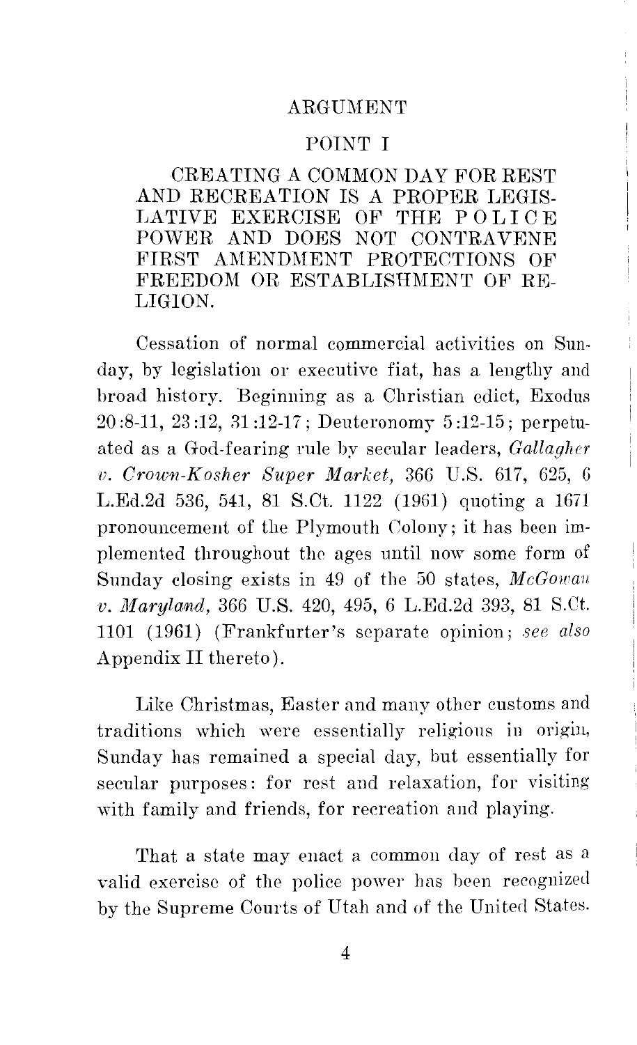## ARGUMENT

### POINT I

### CREATING A COMMON DAY FOR REST AND RECREATION IS A PROPER LEGISLATIVE EXERCISE OF THE POLICE POWER AND DOES NOT CONTRAVENE FIRST AMENDMENT PROTECTIONS OF FREEDOM OR ESTABLISHMENT OF RELIGION.

Cessation of normal commercial activities on Sunday, by legislation or executive fiat, has a lengthy and broad history. Beginning as a Christian edict, Exodus 20:8-11, 23:12, 31:12-17; Deuteronomy 5:12-15; perpetuated as a God-fearing rule by secular leaders, *Gallagher v. Crown-Kosher Super Market,* 366 U.S. 617, 625, 6 L.Ed.2d 536, 541, 81 S.Ct. 1122 (1961) quoting a 1671 pronouncement of the Plymouth Colony; it has been implemented throughout the ages until now some form of Sunday closing exists in 49 of the 50 states, *McGowan v. Maryland,* 366 U.S. 420, 495, 6 L.Ed.2d 393, 81 S.Ct. 1101 (1961) (Frankfurter's separate opinion; *see also* Appendix II thereto).

Like Christmas, Easter and many other customs and traditions which were essentially religious in origin, Sunday has remained a special day, but essentially for secular purposes: for rest and relaxation, for visiting with family and friends, for recreation and playing.

That a state may enact a common day of rest as a valid exercise of the police power has been recognized by the Supreme Courts of Utah and of the United States.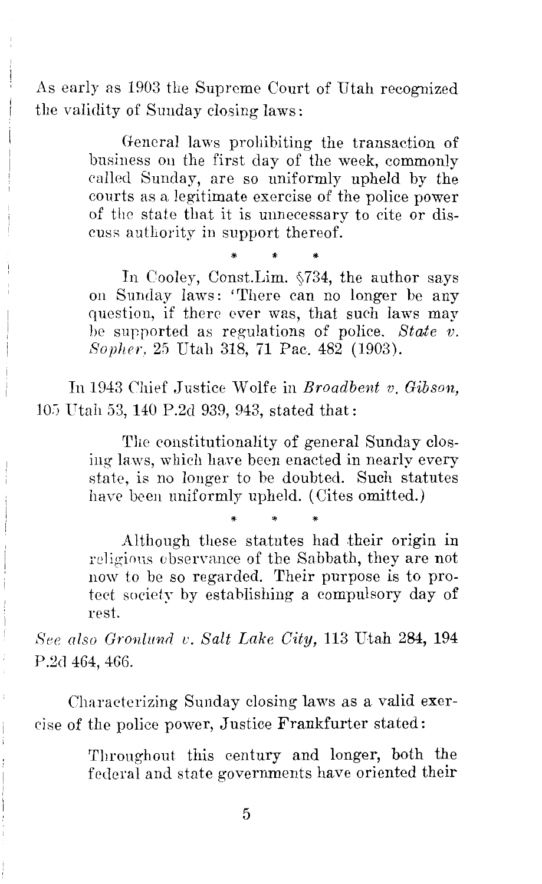As early as 1903 the Supreme Court of Utah recognized the validity of Sunday closing laws:

> General laws prohibiting the transaction of business on the first day of the week, commonly called Sunday, are so uniformly upheld by the courts as a legitimate exercise of the police power of the state that it is unnecessary to cite or discuss authority in support thereof.
>
> \* \* \*
>
> In Cooley, Const.Lim. §734, the author says on Sunday laws: 'There can no longer be any question, if there ever was, that such laws may be supported as regulations of police. *State v. Sopher,* 25 Utah 318, 71 Pac. 482 (1903).

In 1943 Chief Justice Wolfe in *Broadbent v. Gibson,* 105 Utah 53, 140 P.2d 939, 943, stated that:

> The constitutionality of general Sunday closing laws, which have been enacted in nearly every state, is no longer to be doubted. Such statutes have been uniformly upheld. (Cites omitted.)
>
> \* \* \*
>
> Although these statutes had their origin in religious observance of the Sabbath, they are not now to be so regarded. Their purpose is to protect society by establishing a compulsory day of rest.

*See also Gronlund v. Salt Lake City,* 113 Utah 284, 194 P.2d 464, 466.

Characterizing Sunday closing laws as a valid exercise of the police power, Justice Frankfurter stated:

> Throughout this century and longer, both the federal and state governments have oriented their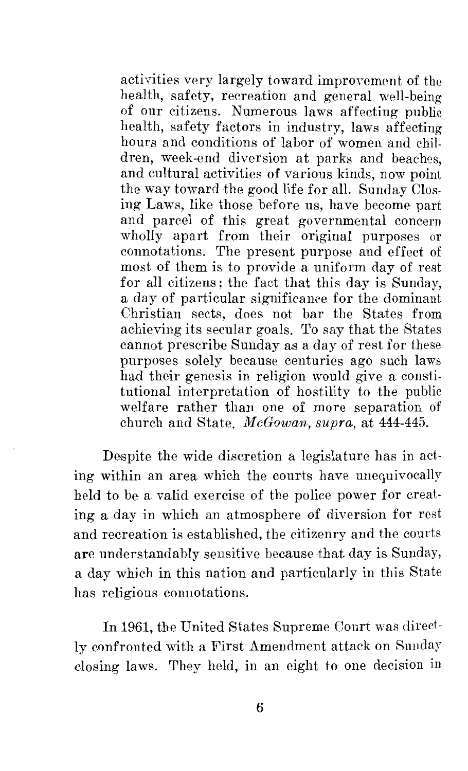> activities very largely toward improvement of the health, safety, recreation and general well-being of our citizens. Numerous laws affecting public health, safety factors in industry, laws affecting hours and conditions of labor of women and children, week-end diversion at parks and beaches, and cultural activities of various kinds, now point the way toward the good life for all. Sunday Closing Laws, like those before us, have become part and parcel of this great governmental concern wholly apart from their original purposes or connotations. The present purpose and effect of most of them is to provide a uniform day of rest for all citizens; the fact that this day is Sunday, a day of particular significance for the dominant Christian sects, does not bar the States from achieving its secular goals. To say that the States cannot prescribe Sunday as a day of rest for these purposes solely because centuries ago such laws had their genesis in religion would give a constitutional interpretation of hostility to the public welfare rather than one of more separation of church and State. *McGowan, supra*, at 444-445.

Despite the wide discretion a legislature has in acting within an area which the courts have unequivocally held to be a valid exercise of the police power for creating a day in which an atmosphere of diversion for rest and recreation is established, the citizenry and the courts are understandably sensitive because that day is Sunday, a day which in this nation and particularly in this State has religious connotations.

In 1961, the United States Supreme Court was directly confronted with a First Amendment attack on Sunday closing laws. They held, in an eight to one decision in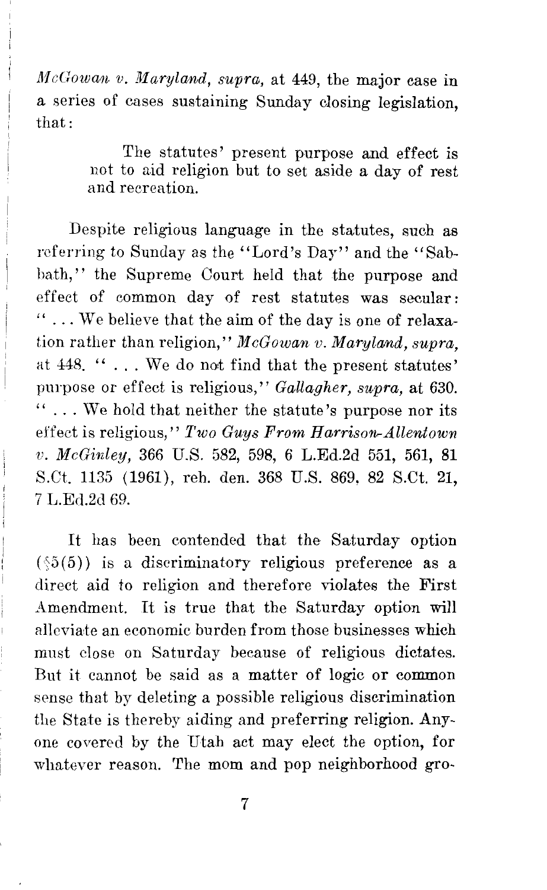*McGowan v. Maryland, supra,* at 449, the major case in a series of cases sustaining Sunday closing legislation, that:

> The statutes' present purpose and effect is not to aid religion but to set aside a day of rest and recreation.

Despite religious language in the statutes, such as referring to Sunday as the "Lord's Day" and the "Sabbath," the Supreme Court held that the purpose and effect of common day of rest statutes was secular: ". . . We believe that the aim of the day is one of relaxation rather than religion," *McGowan v. Maryland, supra,* at 448. ". . . We do not find that the present statutes' purpose or effect is religious," *Gallagher, supra,* at 630. ". . . We hold that neither the statute's purpose nor its effect is religious," *Two Guys From Harrison-Allentown v. McGinley,* 366 U.S. 582, 598, 6 L.Ed.2d 551, 561, 81 S.Ct. 1135 (1961), reh. den. 368 U.S. 869, 82 S.Ct. 21, 7 L.Ed.2d 69.

It has been contended that the Saturday option (§5(5)) is a discriminatory religious preference as a direct aid to religion and therefore violates the First Amendment. It is true that the Saturday option will alleviate an economic burden from those businesses which must close on Saturday because of religious dictates. But it cannot be said as a matter of logic or common sense that by deleting a possible religious discrimination the State is thereby aiding and preferring religion. Anyone covered by the Utah act may elect the option, for whatever reason. The mom and pop neighborhood gro-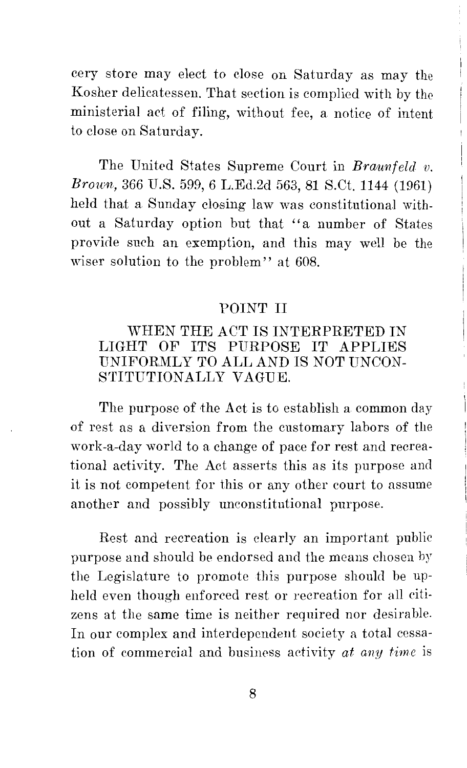cery store may elect to close on Saturday as may the Kosher delicatessen. That section is complied with by the ministerial act of filing, without fee, a notice of intent to close on Saturday.

The United States Supreme Court in *Braunfeld v. Brown*, 366 U.S. 599, 6 L.Ed.2d 563, 81 S.Ct. 1144 (1961) held that a Sunday closing law was constitutional without a Saturday option but that "a number of States provide such an exemption, and this may well be the wiser solution to the problem" at 608.

## POINT II

### WHEN THE ACT IS INTERPRETED IN LIGHT OF ITS PURPOSE IT APPLIES UNIFORMLY TO ALL AND IS NOT UNCONSTITUTIONALLY VAGUE.

The purpose of the Act is to establish a common day of rest as a diversion from the customary labors of the work-a-day world to a change of pace for rest and recreational activity. The Act asserts this as its purpose and it is not competent for this or any other court to assume another and possibly unconstitutional purpose.

Rest and recreation is clearly an important public purpose and should be endorsed and the means chosen by the Legislature to promote this purpose should be upheld even though enforced rest or recreation for all citizens at the same time is neither required nor desirable. In our complex and interdependent society a total cessation of commercial and business activity *at any time* is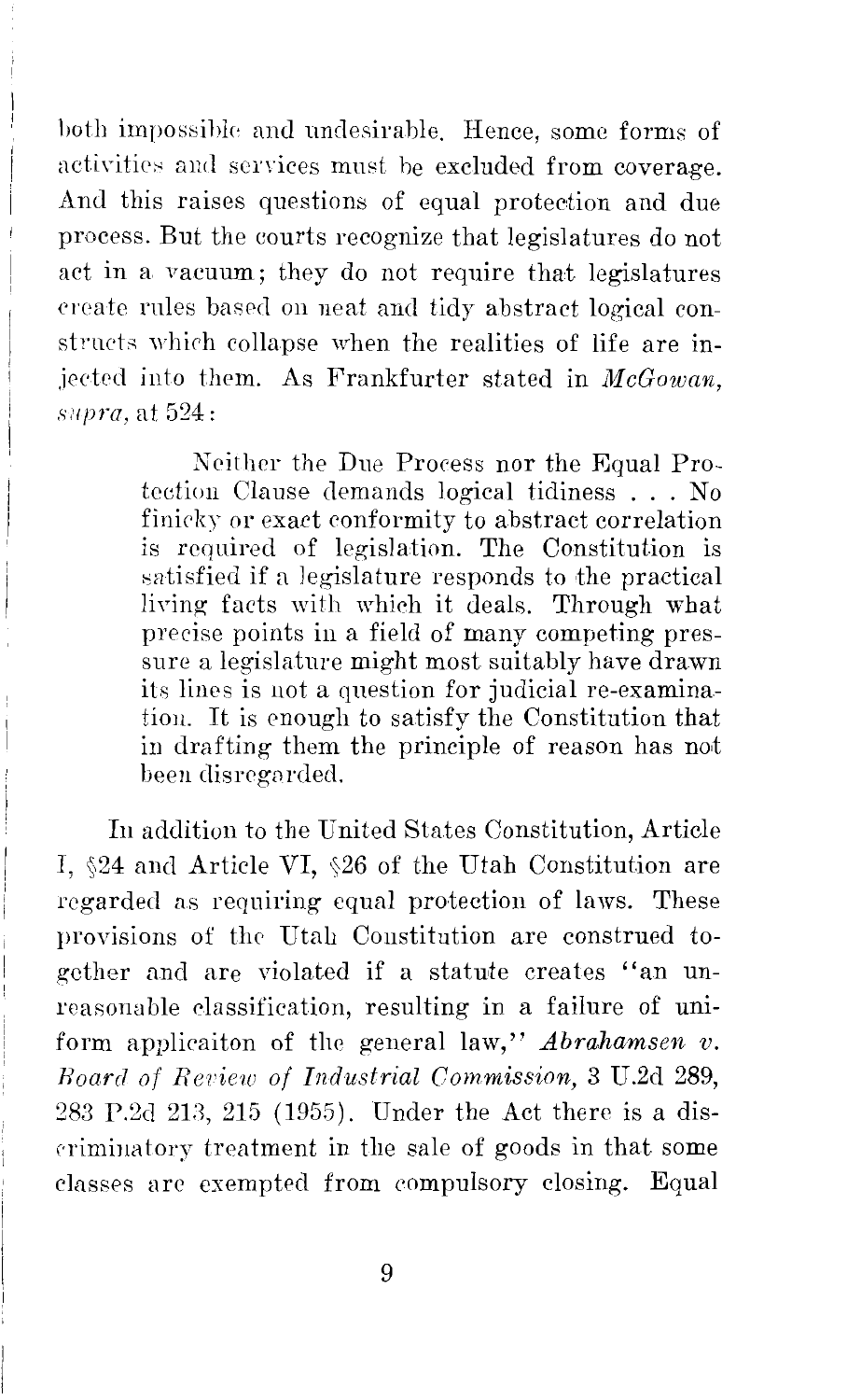both impossible and undesirable. Hence, some forms of activities and services must be excluded from coverage. And this raises questions of equal protection and due process. But the courts recognize that legislatures do not act in a vacuum; they do not require that legislatures create rules based on neat and tidy abstract logical constructs which collapse when the realities of life are injected into them. As Frankfurter stated in *McGowan, supra,* at 524:

> Neither the Due Process nor the Equal Protection Clause demands logical tidiness . . . No finicky or exact conformity to abstract correlation is required of legislation. The Constitution is satisfied if a legislature responds to the practical living facts with which it deals. Through what precise points in a field of many competing pressure a legislature might most suitably have drawn its lines is not a question for judicial re-examination. It is enough to satisfy the Constitution that in drafting them the principle of reason has not been disregarded.

In addition to the United States Constitution, Article I, §24 and Article VI, §26 of the Utah Constitution are regarded as requiring equal protection of laws. These provisions of the Utah Constitution are construed together and are violated if a statute creates "an unreasonable classification, resulting in a failure of uniform applicaiton of the general law," *Abrahamsen v. Board of Review of Industrial Commission,* 3 U.2d 289, 283 P.2d 213, 215 (1955). Under the Act there is a discriminatory treatment in the sale of goods in that some classes are exempted from compulsory closing. Equal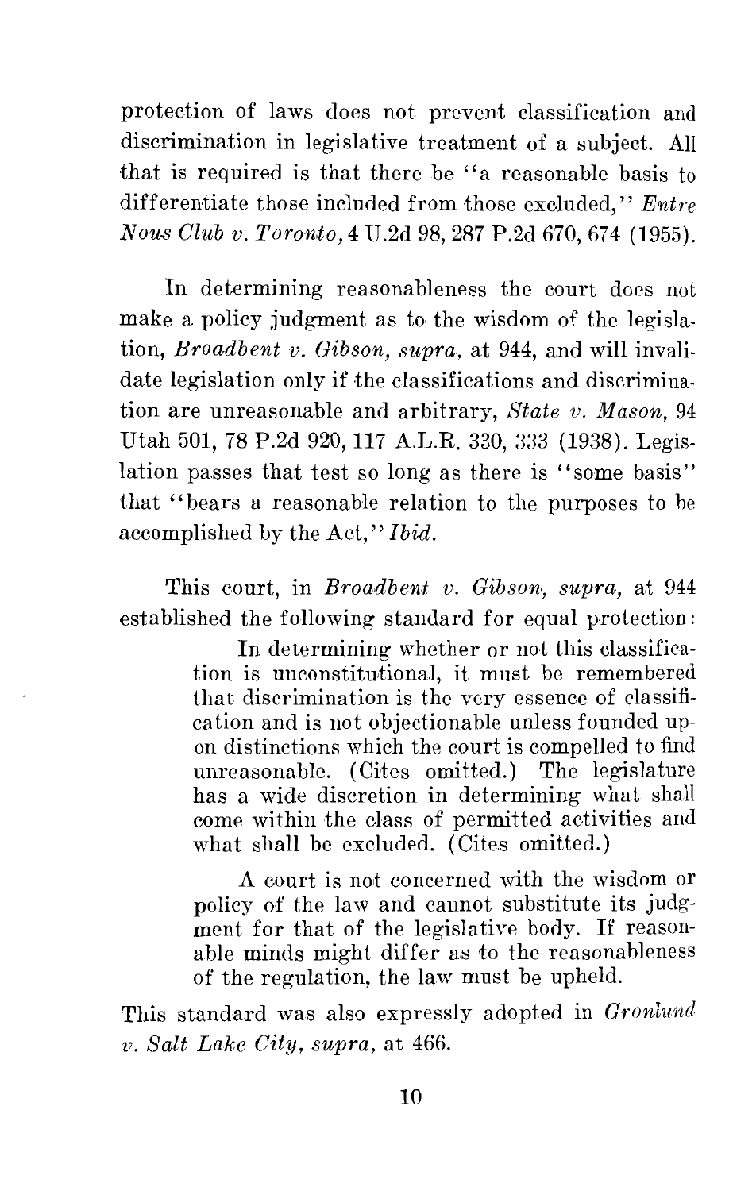protection of laws does not prevent classification and discrimination in legislative treatment of a subject. All that is required is that there be "a reasonable basis to differentiate those included from those excluded," *Entre Nous Club v. Toronto,* 4 U.2d 98, 287 P.2d 670, 674 (1955).

In determining reasonableness the court does not make a policy judgment as to the wisdom of the legislation, *Broadbent v. Gibson, supra,* at 944, and will invalidate legislation only if the classifications and discrimination are unreasonable and arbitrary, *State v. Mason,* 94 Utah 501, 78 P.2d 920, 117 A.L.R. 330, 333 (1938). Legislation passes that test so long as there is "some basis" that "bears a reasonable relation to the purposes to be accomplished by the Act," *Ibid.*

This court, in *Broadbent v. Gibson, supra,* at 944 established the following standard for equal protection:

> In determining whether or not this classification is unconstitutional, it must be remembered that discrimination is the very essence of classification and is not objectionable unless founded upon distinctions which the court is compelled to find unreasonable. (Cites omitted.) The legislature has a wide discretion in determining what shall come within the class of permitted activities and what shall be excluded. (Cites omitted.)
>
> A court is not concerned with the wisdom or policy of the law and cannot substitute its judgment for that of the legislative body. If reasonable minds might differ as to the reasonableness of the regulation, the law must be upheld.

This standard was also expressly adopted in *Gronlund v. Salt Lake City, supra,* at 466.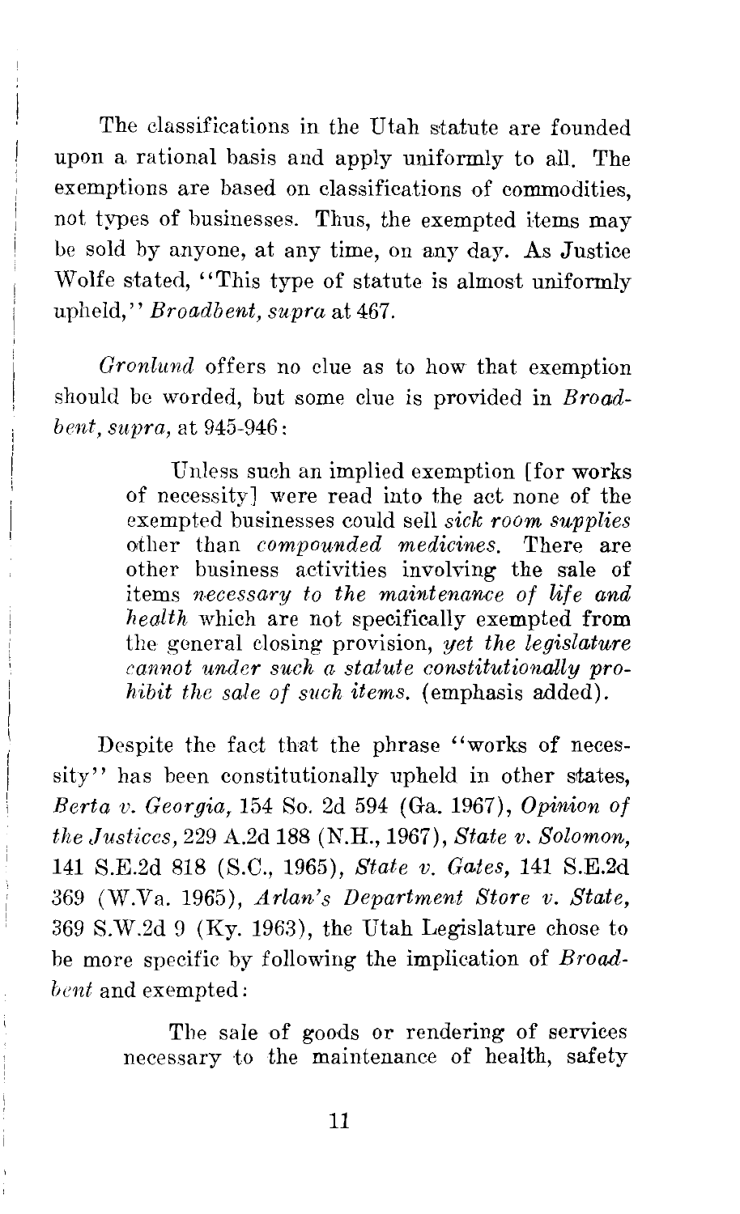The classifications in the Utah statute are founded upon a rational basis and apply uniformly to all. The exemptions are based on classifications of commodities, not types of businesses. Thus, the exempted items may be sold by anyone, at any time, on any day. As Justice Wolfe stated, "This type of statute is almost uniformly upheld," *Broadbent, supra* at 467.

*Gronlund* offers no clue as to how that exemption should be worded, but some clue is provided in *Broadbent, supra,* at 945-946:

> Unless such an implied exemption [for works of necessity] were read into the act none of the exempted businesses could sell *sick room supplies* other than *compounded medicines.* There are other business activities involving the sale of items *necessary to the maintenance of life and health* which are not specifically exempted from the general closing provision, *yet the legislature cannot under such a statute constitutionally prohibit the sale of such items.* (emphasis added).

Despite the fact that the phrase "works of necessity" has been constitutionally upheld in other states, *Berta v. Georgia,* 154 So. 2d 594 (Ga. 1967), *Opinion of the Justices,* 229 A.2d 188 (N.H., 1967), *State v. Solomon,* 141 S.E.2d 818 (S.C., 1965), *State v. Gates,* 141 S.E.2d 369 (W.Va. 1965), *Arlan's Department Store v. State,* 369 S.W.2d 9 (Ky. 1963), the Utah Legislature chose to be more specific by following the implication of *Broadbent* and exempted:

> The sale of goods or rendering of services necessary to the maintenance of health, safety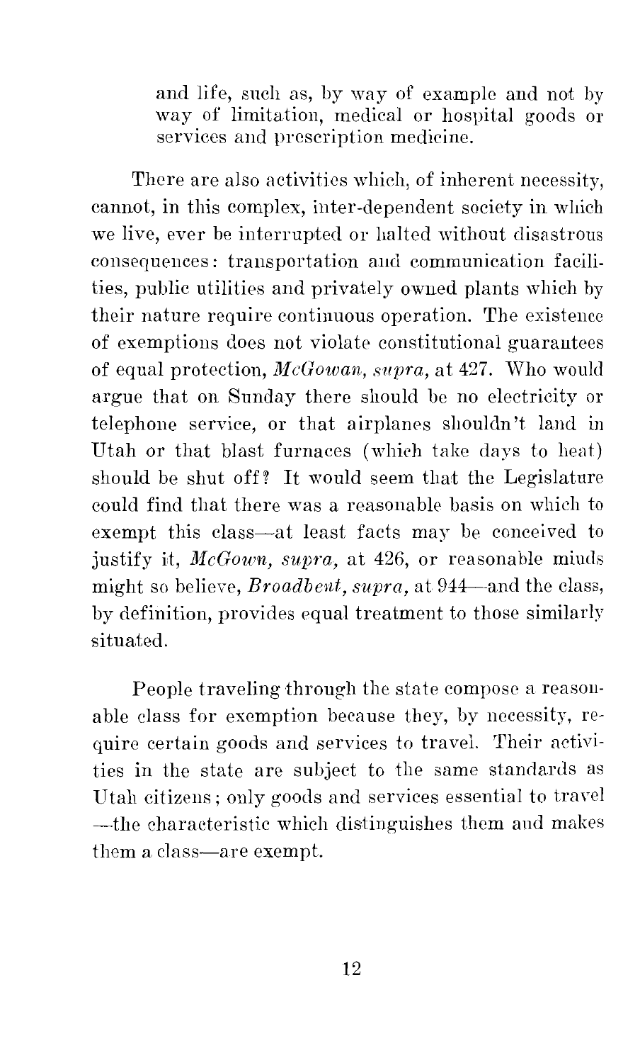and life, such as, by way of example and not by way of limitation, medical or hospital goods or services and prescription medicine.

There are also activities which, of inherent necessity, cannot, in this complex, inter-dependent society in which we live, ever be interrupted or halted without disastrous consequences: transportation and communication facilities, public utilities and privately owned plants which by their nature require continuous operation. The existence of exemptions does not violate constitutional guarantees of equal protection, *McGowan, supra,* at 427. Who would argue that on Sunday there should be no electricity or telephone service, or that airplanes shouldn't land in Utah or that blast furnaces (which take days to heat) should be shut off? It would seem that the Legislature could find that there was a reasonable basis on which to exempt this class—at least facts may be conceived to justify it, *McGown, supra,* at 426, or reasonable minds might so believe, *Broadbent, supra,* at 944—and the class, by definition, provides equal treatment to those similarly situated.

People traveling through the state compose a reasonable class for exemption because they, by necessity, require certain goods and services to travel. Their activities in the state are subject to the same standards as Utah citizens; only goods and services essential to travel —the characteristic which distinguishes them and makes them a class—are exempt.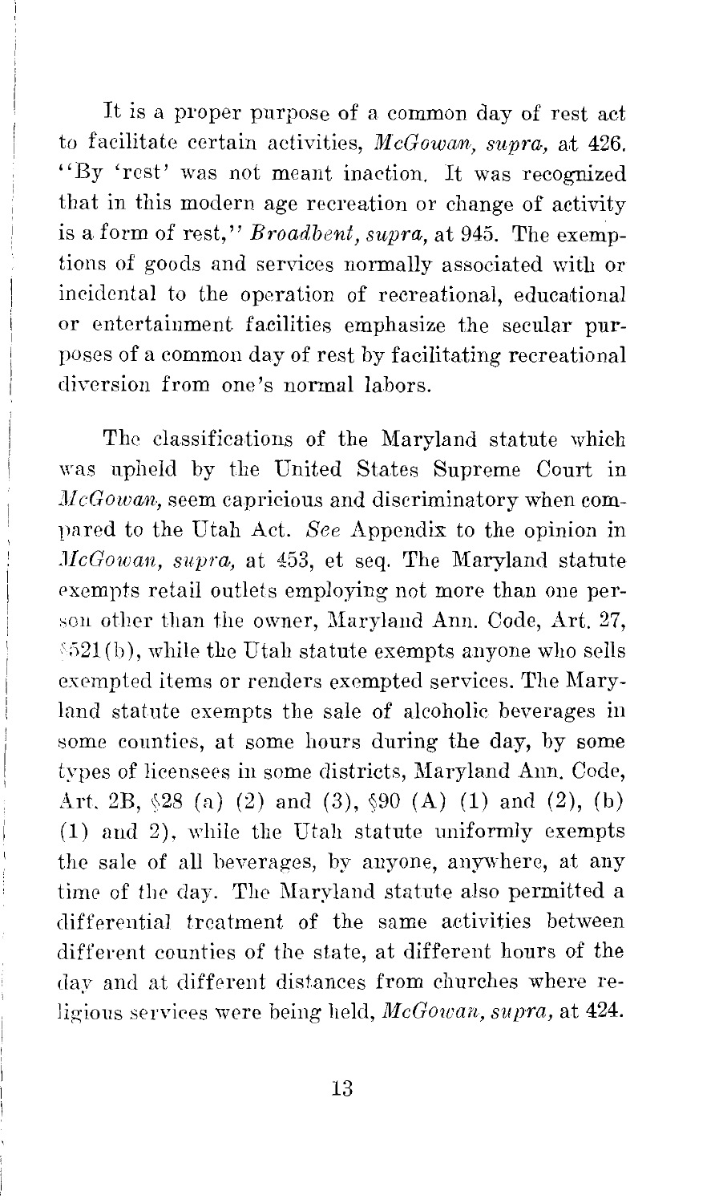It is a proper purpose of a common day of rest act to facilitate certain activities, *McGowan, supra,* at 426. "By 'rest' was not meant inaction. It was recognized that in this modern age recreation or change of activity is a form of rest," *Broadbent, supra,* at 945. The exemptions of goods and services normally associated with or incidental to the operation of recreational, educational or entertainment facilities emphasize the secular purposes of a common day of rest by facilitating recreational diversion from one's normal labors.

The classifications of the Maryland statute which was upheld by the United States Supreme Court in *McGowan,* seem capricious and discriminatory when compared to the Utah Act. *See* Appendix to the opinion in *McGowan, supra,* at 453, et seq. The Maryland statute exempts retail outlets employing not more than one person other than the owner, Maryland Ann. Code, Art. 27, §521(b), while the Utah statute exempts anyone who sells exempted items or renders exempted services. The Maryland statute exempts the sale of alcoholic beverages in some counties, at some hours during the day, by some types of licensees in some districts, Maryland Ann. Code, Art. 2B, §28 (a) (2) and (3), §90 (A) (1) and (2), (b) (1) and 2), while the Utah statute uniformly exempts the sale of all beverages, by anyone, anywhere, at any time of the day. The Maryland statute also permitted a differential treatment of the same activities between different counties of the state, at different hours of the day and at different distances from churches where religious services were being held, *McGowan, supra,* at 424.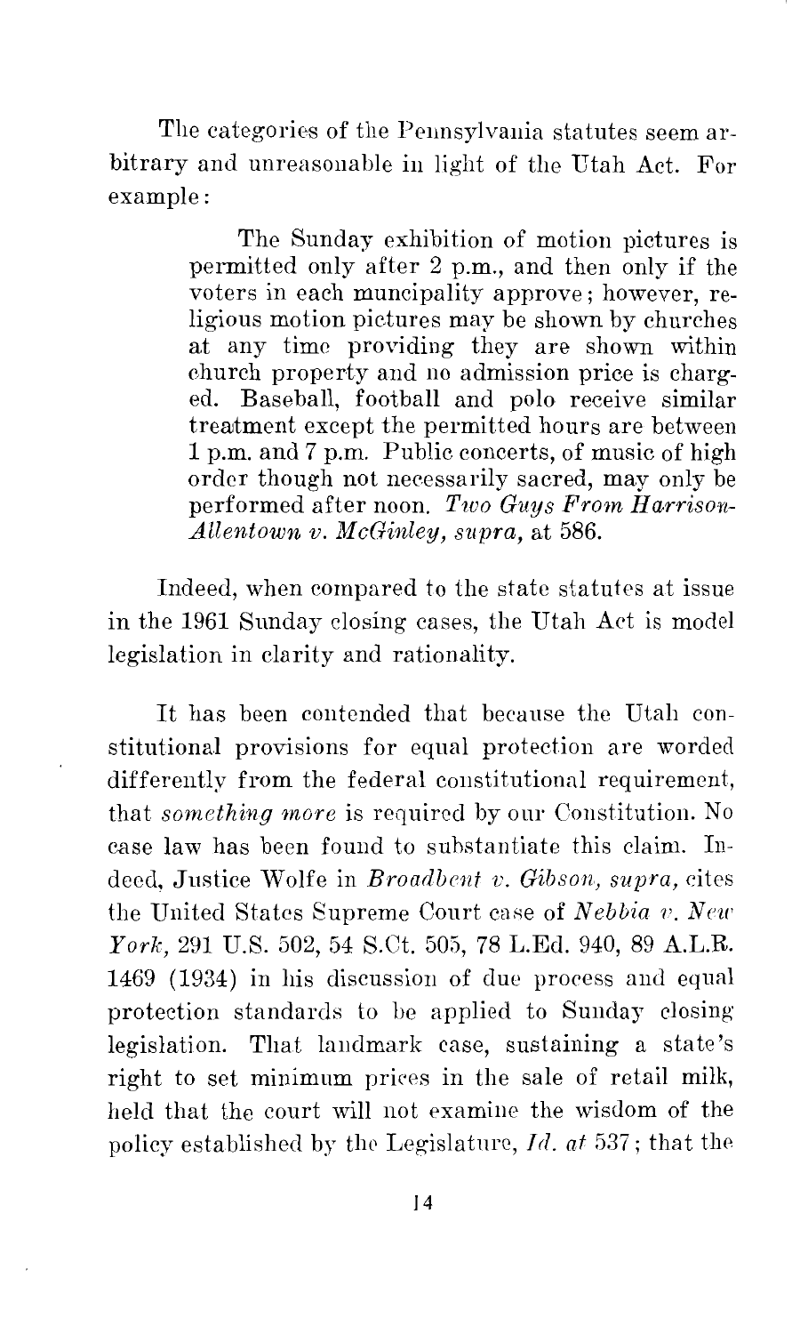The categories of the Pennsylvania statutes seem arbitrary and unreasonable in light of the Utah Act. For example:

> The Sunday exhibition of motion pictures is permitted only after 2 p.m., and then only if the voters in each muncipality approve; however, religious motion pictures may be shown by churches at any time providing they are shown within church property and no admission price is charged. Baseball, football and polo receive similar treatment except the permitted hours are between 1 p.m. and 7 p.m. Public concerts, of music of high order though not necessarily sacred, may only be performed after noon. *Two Guys From Harrison-Allentown v. McGinley, supra,* at 586.

Indeed, when compared to the state statutes at issue in the 1961 Sunday closing cases, the Utah Act is model legislation in clarity and rationality.

It has been contended that because the Utah constitutional provisions for equal protection are worded differently from the federal constitutional requirement, that *something more* is required by our Constitution. No case law has been found to substantiate this claim. Indeed, Justice Wolfe in *Broadbent v. Gibson, supra,* cites the United States Supreme Court case of *Nebbia v. New York,* 291 U.S. 502, 54 S.Ct. 505, 78 L.Ed. 940, 89 A.L.R. 1469 (1934) in his discussion of due process and equal protection standards to be applied to Sunday closing legislation. That landmark case, sustaining a state's right to set minimum prices in the sale of retail milk, held that the court will not examine the wisdom of the policy established by the Legislature, *Id. at* 537; that the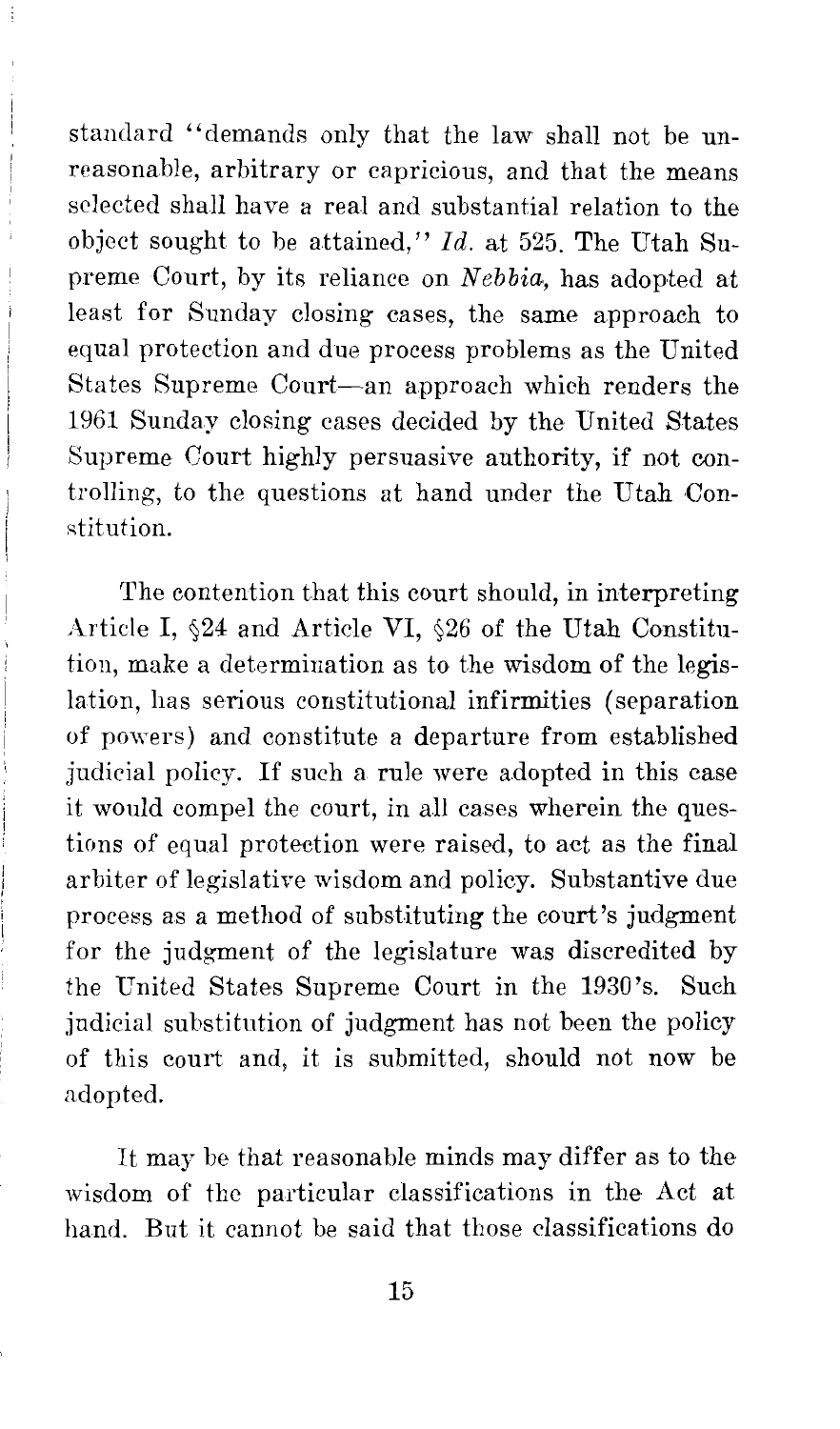standard "demands only that the law shall not be unreasonable, arbitrary or capricious, and that the means selected shall have a real and substantial relation to the object sought to be attained," *Id.* at 525. The Utah Supreme Court, by its reliance on *Nebbia,* has adopted at least for Sunday closing cases, the same approach to equal protection and due process problems as the United States Supreme Court—an approach which renders the 1961 Sunday closing cases decided by the United States Supreme Court highly persuasive authority, if not controlling, to the questions at hand under the Utah Constitution.

The contention that this court should, in interpreting Article I, §24 and Article VI, §26 of the Utah Constitution, make a determination as to the wisdom of the legislation, has serious constitutional infirmities (separation of powers) and constitute a departure from established judicial policy. If such a rule were adopted in this case it would compel the court, in all cases wherein the questions of equal protection were raised, to act as the final arbiter of legislative wisdom and policy. Substantive due process as a method of substituting the court's judgment for the judgment of the legislature was discredited by the United States Supreme Court in the 1930's. Such judicial substitution of judgment has not been the policy of this court and, it is submitted, should not now be adopted.

It may be that reasonable minds may differ as to the wisdom of the particular classifications in the Act at hand. But it cannot be said that those classifications do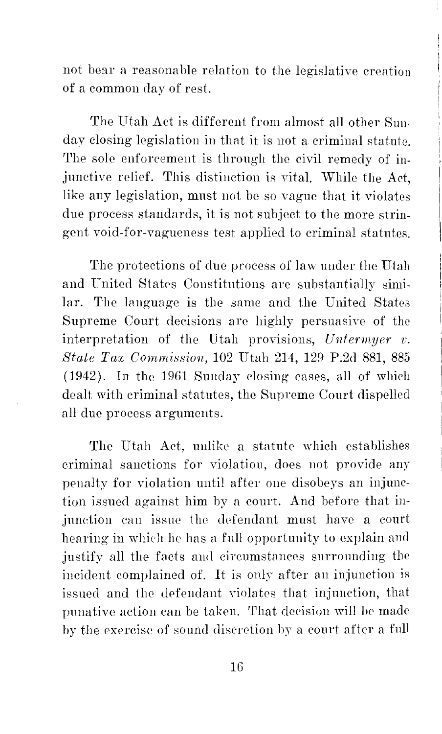not bear a reasonable relation to the legislative creation of a common day of rest.

The Utah Act is different from almost all other Sunday closing legislation in that it is not a criminal statute. The sole enforcement is through the civil remedy of injunctive relief. This distinction is vital. While the Act, like any legislation, must not be so vague that it violates due process standards, it is not subject to the more stringent void-for-vagueness test applied to criminal statutes.

The protections of due process of law under the Utah and United States Constitutions are substantially similar. The language is the same and the United States Supreme Court decisions are highly persuasive of the interpretation of the Utah provisions, *Untermyer v. State Tax Commission*, 102 Utah 214, 129 P.2d 881, 885 (1942). In the 1961 Sunday closing cases, all of which dealt with criminal statutes, the Supreme Court dispelled all due process arguments.

The Utah Act, unlike a statute which establishes criminal sanctions for violation, does not provide any penalty for violation until after one disobeys an injunction issued against him by a court. And before that injunction can issue the defendant must have a court hearing in which he has a full opportunity to explain and justify all the facts and circumstances surrounding the incident complained of. It is only after an injunction is issued and the defendant violates that injunction, that punative action can be taken. That decision will be made by the exercise of sound discretion by a court after a full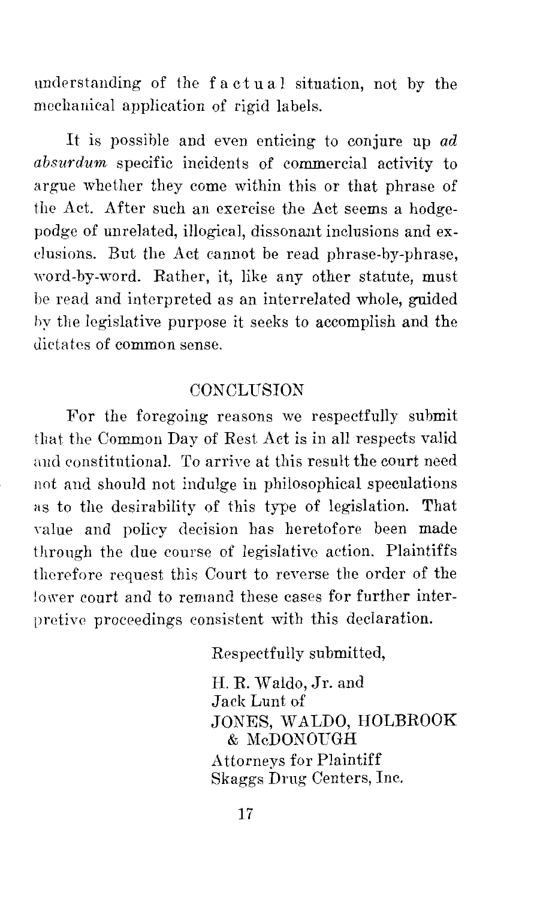understanding of the factual situation, not by the mechanical application of rigid labels.

It is possible and even enticing to conjure up *ad absurdum* specific incidents of commercial activity to argue whether they come within this or that phrase of the Act. After such an exercise the Act seems a hodgepodge of unrelated, illogical, dissonant inclusions and exclusions. But the Act cannot be read phrase-by-phrase, word-by-word. Rather, it, like any other statute, must be read and interpreted as an interrelated whole, guided by the legislative purpose it seeks to accomplish and the dictates of common sense.

## CONCLUSION

For the foregoing reasons we respectfully submit that the Common Day of Rest Act is in all respects valid and constitutional. To arrive at this result the court need not and should not indulge in philosophical speculations as to the desirability of this type of legislation. That value and policy decision has heretofore been made through the due course of legislative action. Plaintiffs therefore request this Court to reverse the order of the lower court and to remand these cases for further interpretive proceedings consistent with this declaration.

Respectfully submitted,

H. R. Waldo, Jr. and
Jack Lunt of
JONES, WALDO, HOLBROOK & McDONOUGH
Attorneys for Plaintiff
Skaggs Drug Centers, Inc.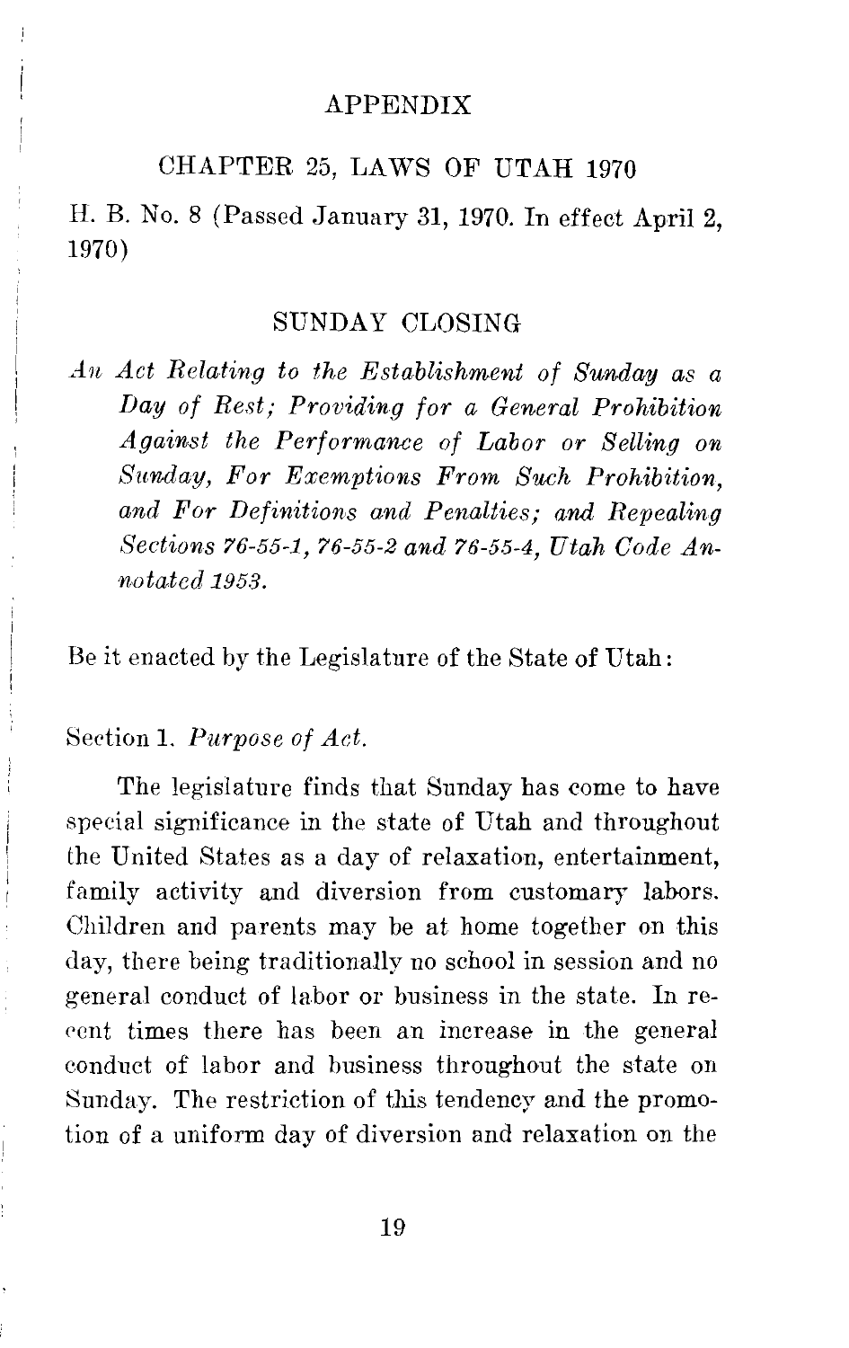# APPENDIX

## CHAPTER 25, LAWS OF UTAH 1970

H. B. No. 8 (Passed January 31, 1970. In effect April 2, 1970)

### SUNDAY CLOSING

*An Act Relating to the Establishment of Sunday as a Day of Rest; Providing for a General Prohibition Against the Performance of Labor or Selling on Sunday, For Exemptions From Such Prohibition, and For Definitions and Penalties; and Repealing Sections 76-55-1, 76-55-2 and 76-55-4, Utah Code Annotated 1953.*

Be it enacted by the Legislature of the State of Utah:

Section 1. *Purpose of Act.*

The legislature finds that Sunday has come to have special significance in the state of Utah and throughout the United States as a day of relaxation, entertainment, family activity and diversion from customary labors. Children and parents may be at home together on this day, there being traditionally no school in session and no general conduct of labor or business in the state. In recent times there has been an increase in the general conduct of labor and business throughout the state on Sunday. The restriction of this tendency and the promotion of a uniform day of diversion and relaxation on the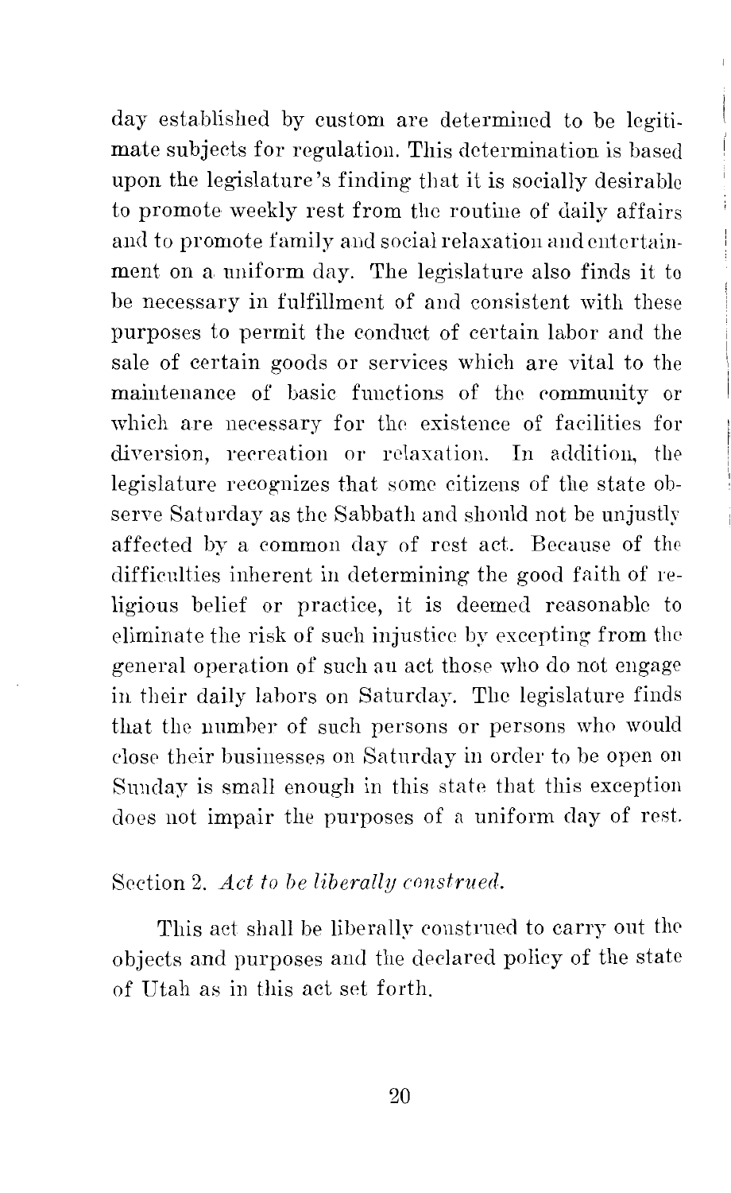day established by custom are determined to be legitimate subjects for regulation. This determination is based upon the legislature's finding that it is socially desirable to promote weekly rest from the routine of daily affairs and to promote family and social relaxation and entertainment on a uniform day. The legislature also finds it to be necessary in fulfillment of and consistent with these purposes to permit the conduct of certain labor and the sale of certain goods or services which are vital to the maintenance of basic functions of the community or which are necessary for the existence of facilities for diversion, recreation or relaxation. In addition, the legislature recognizes that some citizens of the state observe Saturday as the Sabbath and should not be unjustly affected by a common day of rest act. Because of the difficulties inherent in determining the good faith of religious belief or practice, it is deemed reasonable to eliminate the risk of such injustice by excepting from the general operation of such an act those who do not engage in their daily labors on Saturday. The legislature finds that the number of such persons or persons who would close their businesses on Saturday in order to be open on Sunday is small enough in this state that this exception does not impair the purposes of a uniform day of rest.

Section 2. *Act to be liberally construed.*

This act shall be liberally construed to carry out the objects and purposes and the declared policy of the state of Utah as in this act set forth.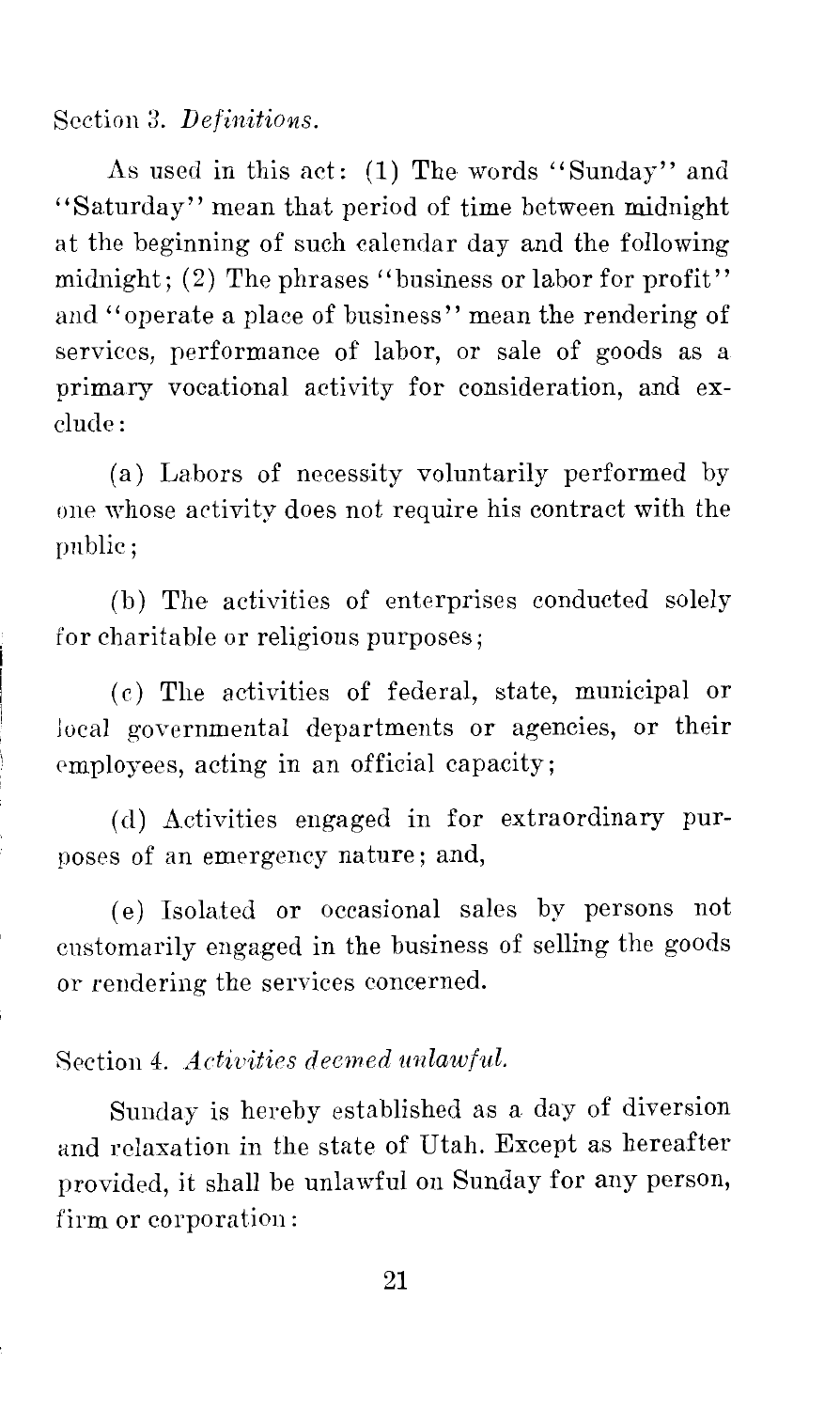Section 3. *Definitions.*

As used in this act: (1) The words "Sunday" and "Saturday" mean that period of time between midnight at the beginning of such calendar day and the following midnight; (2) The phrases "business or labor for profit" and "operate a place of business" mean the rendering of services, performance of labor, or sale of goods as a primary vocational activity for consideration, and exclude:

(a) Labors of necessity voluntarily performed by one whose activity does not require his contract with the public;

(b) The activities of enterprises conducted solely for charitable or religious purposes;

(c) The activities of federal, state, municipal or local governmental departments or agencies, or their employees, acting in an official capacity;

(d) Activities engaged in for extraordinary purposes of an emergency nature; and,

(e) Isolated or occasional sales by persons not customarily engaged in the business of selling the goods or rendering the services concerned.

Section 4. *Activities deemed unlawful.*

Sunday is hereby established as a day of diversion and relaxation in the state of Utah. Except as hereafter provided, it shall be unlawful on Sunday for any person, firm or corporation: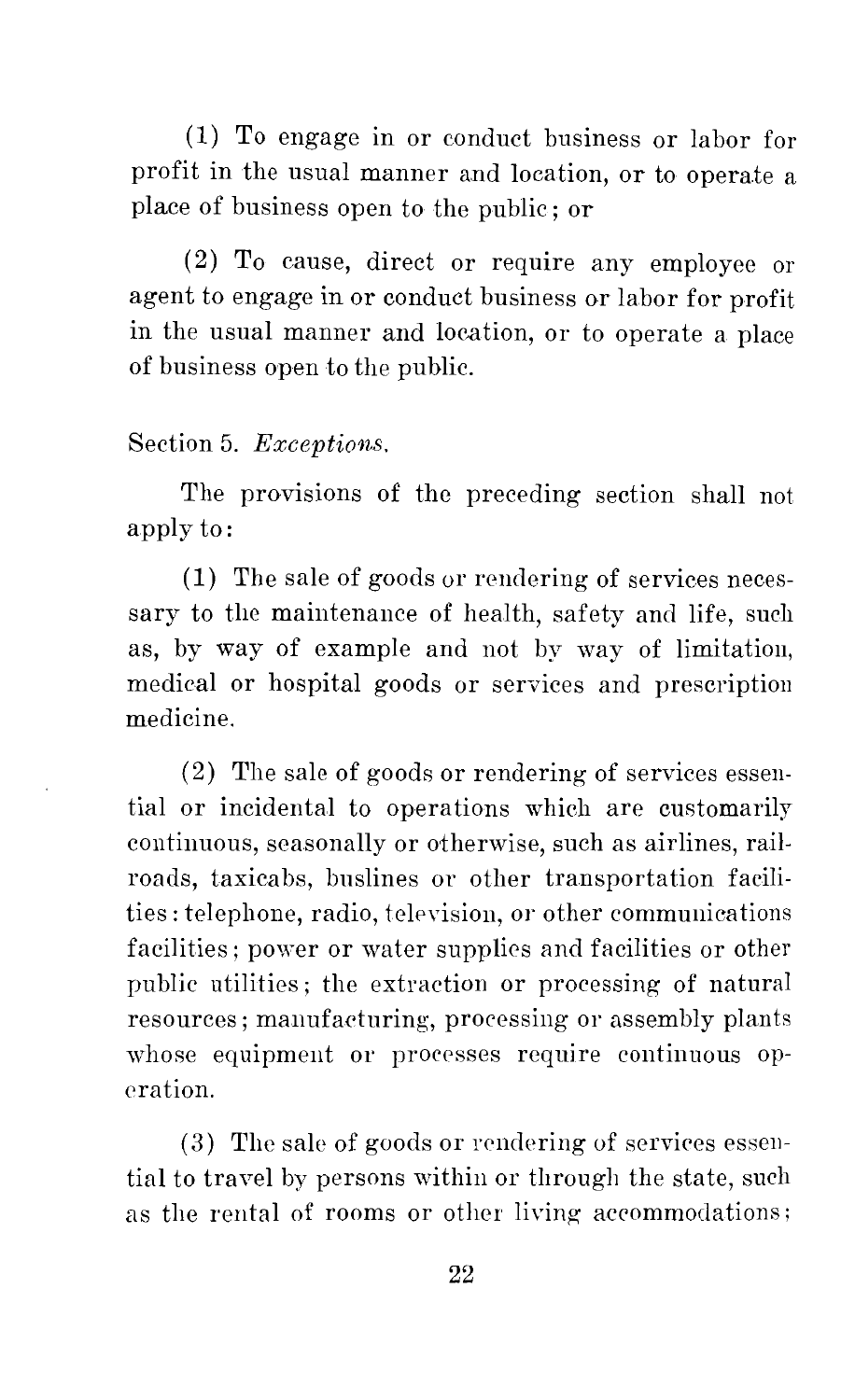(1) To engage in or conduct business or labor for profit in the usual manner and location, or to operate a place of business open to the public; or

(2) To cause, direct or require any employee or agent to engage in or conduct business or labor for profit in the usual manner and location, or to operate a place of business open to the public.

Section 5. *Exceptions.*

The provisions of the preceding section shall not apply to:

(1) The sale of goods or rendering of services necessary to the maintenance of health, safety and life, such as, by way of example and not by way of limitation, medical or hospital goods or services and prescription medicine.

(2) The sale of goods or rendering of services essential or incidental to operations which are customarily continuous, seasonally or otherwise, such as airlines, railroads, taxicabs, buslines or other transportation facilities: telephone, radio, television, or other communications facilities; power or water supplies and facilities or other public utilities; the extraction or processing of natural resources; manufacturing, processing or assembly plants whose equipment or processes require continuous operation.

(3) The sale of goods or rendering of services essential to travel by persons within or through the state, such as the rental of rooms or other living accommodations;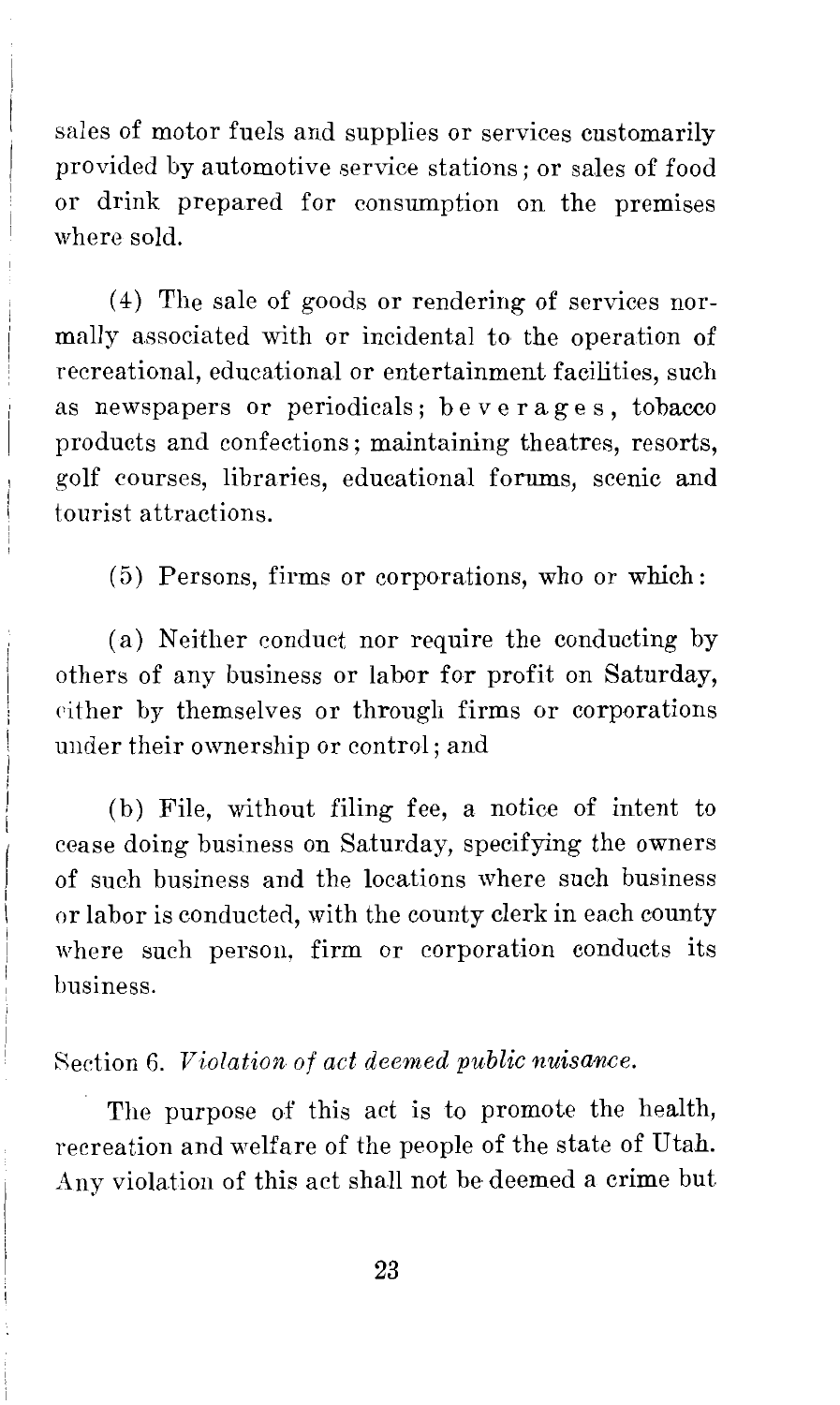sales of motor fuels and supplies or services customarily provided by automotive service stations; or sales of food or drink prepared for consumption on the premises where sold.

(4) The sale of goods or rendering of services normally associated with or incidental to the operation of recreational, educational or entertainment facilities, such as newspapers or periodicals; beverages, tobacco products and confections; maintaining theatres, resorts, golf courses, libraries, educational forums, scenic and tourist attractions.

(5) Persons, firms or corporations, who or which:

(a) Neither conduct nor require the conducting by others of any business or labor for profit on Saturday, either by themselves or through firms or corporations under their ownership or control; and

(b) File, without filing fee, a notice of intent to cease doing business on Saturday, specifying the owners of such business and the locations where such business or labor is conducted, with the county clerk in each county where such person, firm or corporation conducts its business.

Section 6. *Violation of act deemed public nuisance.*

The purpose of this act is to promote the health, recreation and welfare of the people of the state of Utah. Any violation of this act shall not be deemed a crime but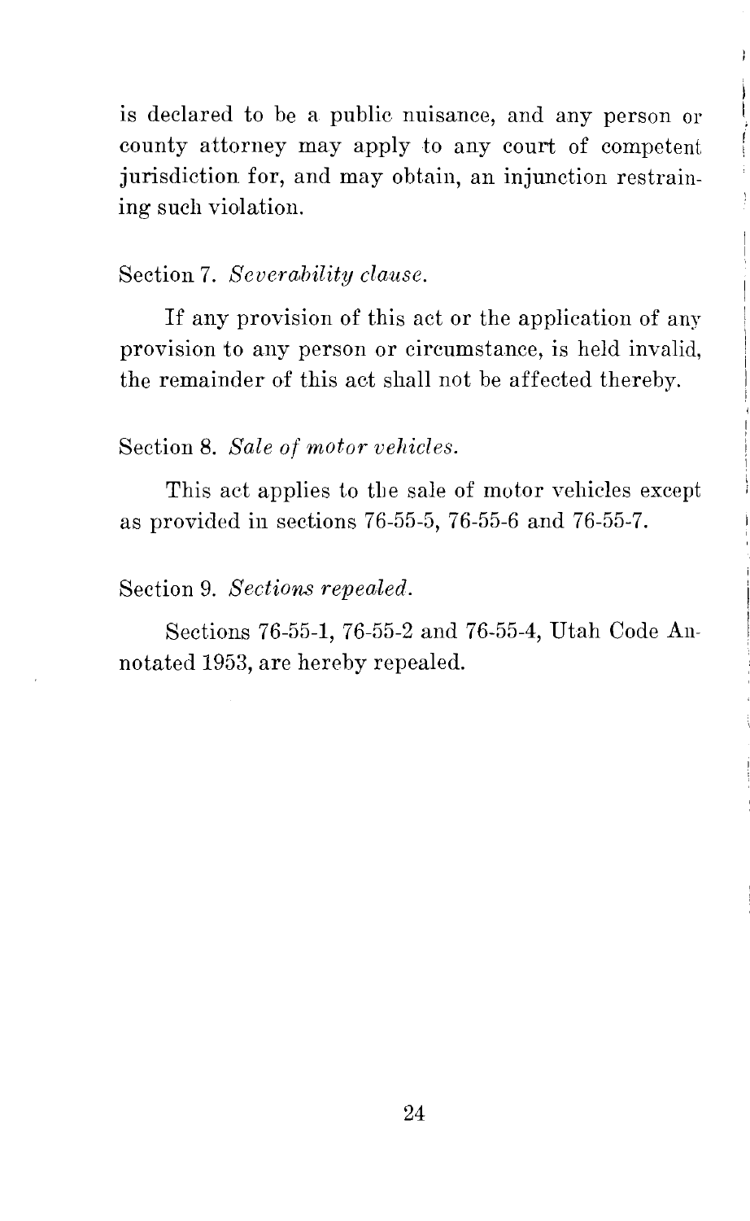is declared to be a public nuisance, and any person or county attorney may apply to any court of competent jurisdiction for, and may obtain, an injunction restraining such violation.

Section 7. *Severability clause.*

If any provision of this act or the application of any provision to any person or circumstance, is held invalid, the remainder of this act shall not be affected thereby.

Section 8. *Sale of motor vehicles.*

This act applies to the sale of motor vehicles except as provided in sections 76-55-5, 76-55-6 and 76-55-7.

Section 9. *Sections repealed.*

Sections 76-55-1, 76-55-2 and 76-55-4, Utah Code Annotated 1953, are hereby repealed.